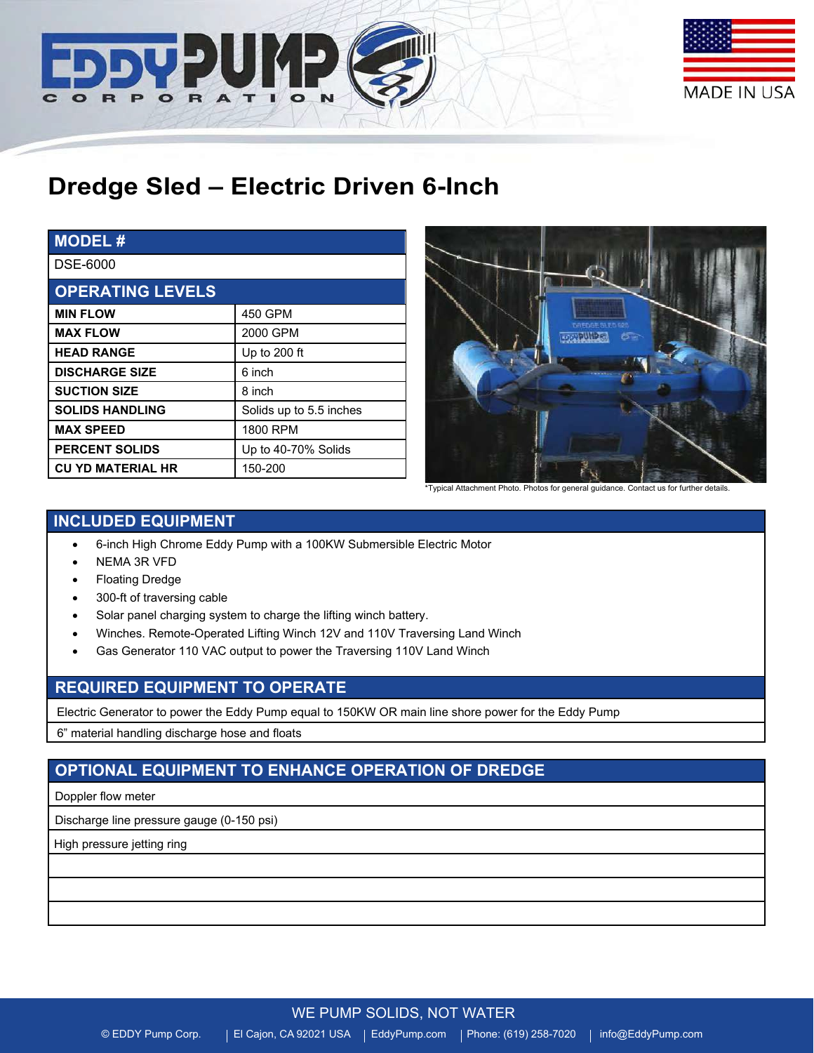# Dredge Sled – Electric Driven 6-Inch

| MODEL # | |
|---|---|
| DSE-6000 | |
| **OPERATING LEVELS** | |
| **MIN FLOW** | 450 GPM |
| **MAX FLOW** | 2000 GPM |
| **HEAD RANGE** | Up to 200 ft |
| **DISCHARGE SIZE** | 6 inch |
| **SUCTION SIZE** | 8 inch |
| **SOLIDS HANDLING** | Solids up to 5.5 inches |
| **MAX SPEED** | 1800 RPM |
| **PERCENT SOLIDS** | Up to 40-70% Solids |
| **CU YD MATERIAL HR** | 150-200 |

*Typical Attachment Photo. Photos for general guidance. Contact us for further details.

## INCLUDED EQUIPMENT

- 6-inch High Chrome Eddy Pump with a 100KW Submersible Electric Motor
- NEMA 3R VFD
- Floating Dredge
- 300-ft of traversing cable
- Solar panel charging system to charge the lifting winch battery.
- Winches. Remote-Operated Lifting Winch 12V and 110V Traversing Land Winch
- Gas Generator 110 VAC output to power the Traversing 110V Land Winch

## REQUIRED EQUIPMENT TO OPERATE

Electric Generator to power the Eddy Pump equal to 150KW OR main line shore power for the Eddy Pump

6" material handling discharge hose and floats

## OPTIONAL EQUIPMENT TO ENHANCE OPERATION OF DREDGE

Doppler flow meter

Discharge line pressure gauge (0-150 psi)

High pressure jetting ring

WE PUMP SOLIDS, NOT WATER

© EDDY Pump Corp. | El Cajon, CA 92021 USA | EddyPump.com | Phone: (619) 258-7020 | info@EddyPump.com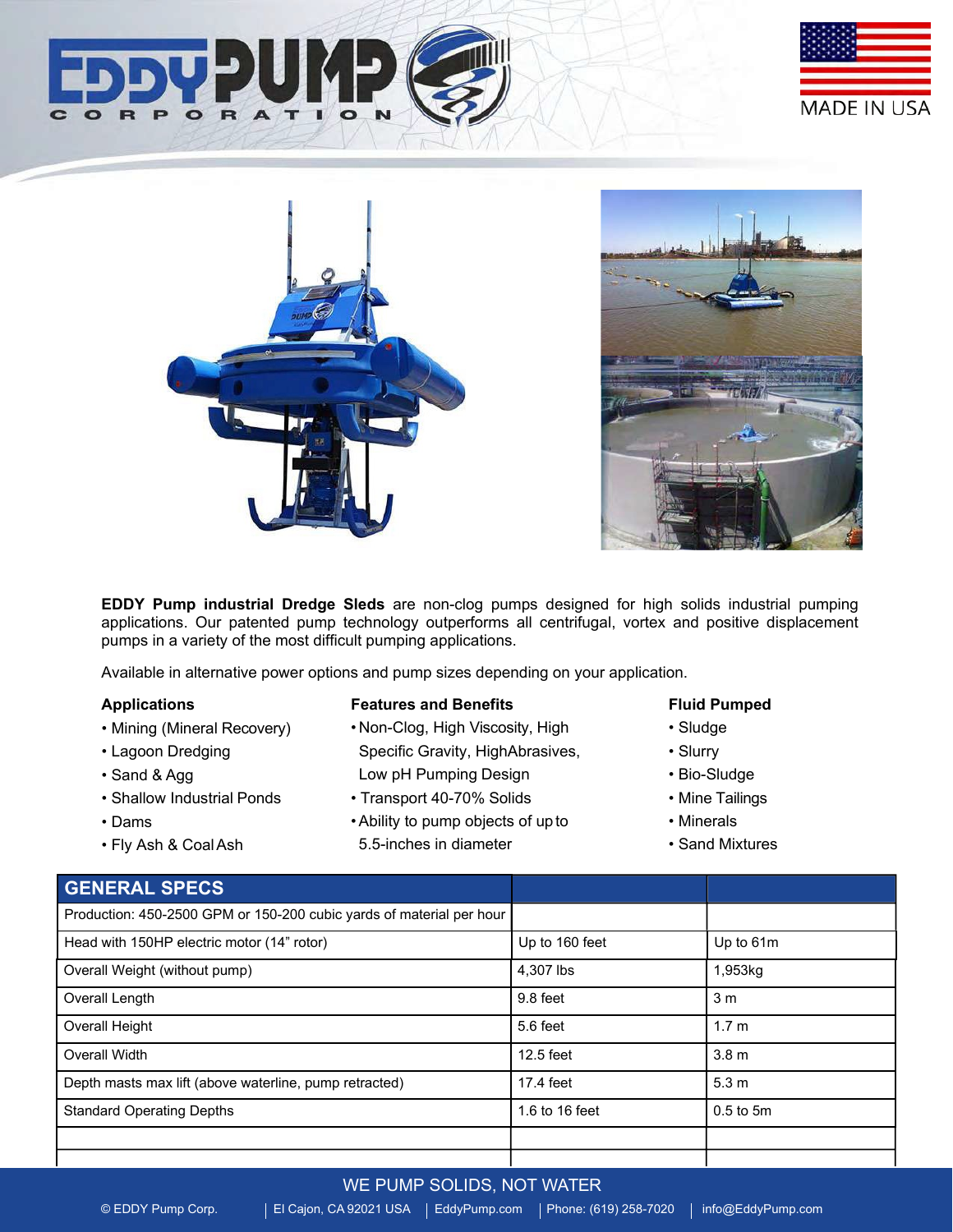**EDDY Pump industrial Dredge Sleds** are non-clog pumps designed for high solids industrial pumping applications. Our patented pump technology outperforms all centrifugal, vortex and positive displacement pumps in a variety of the most difficult pumping applications.

Available in alternative power options and pump sizes depending on your application.

**Applications**

- Mining (Mineral Recovery)
- Lagoon Dredging
- Sand & Agg
- Shallow Industrial Ponds
- Dams
- Fly Ash & Coal Ash

**Features and Benefits**

- Non-Clog, High Viscosity, High Specific Gravity, HighAbrasives, Low pH Pumping Design
- Transport 40-70% Solids
- Ability to pump objects of up to 5.5-inches in diameter

**Fluid Pumped**

- Sludge
- Slurry
- Bio-Sludge
- Mine Tailings
- Minerals
- Sand Mixtures

| GENERAL SPECS | | |
| --- | --- | --- |
| Production: 450-2500 GPM or 150-200 cubic yards of material per hour | | |
| Head with 150HP electric motor (14" rotor) | Up to 160 feet | Up to 61m |
| Overall Weight (without pump) | 4,307 lbs | 1,953kg |
| Overall Length | 9.8 feet | 3 m |
| Overall Height | 5.6 feet | 1.7 m |
| Overall Width | 12.5 feet | 3.8 m |
| Depth masts max lift (above waterline, pump retracted) | 17.4 feet | 5.3 m |
| Standard Operating Depths | 1.6 to 16 feet | 0.5 to 5m |
| | | |
| | | |

WE PUMP SOLIDS, NOT WATER

© EDDY Pump Corp. | El Cajon, CA 92021 USA | EddyPump.com | Phone: (619) 258-7020 | info@EddyPump.com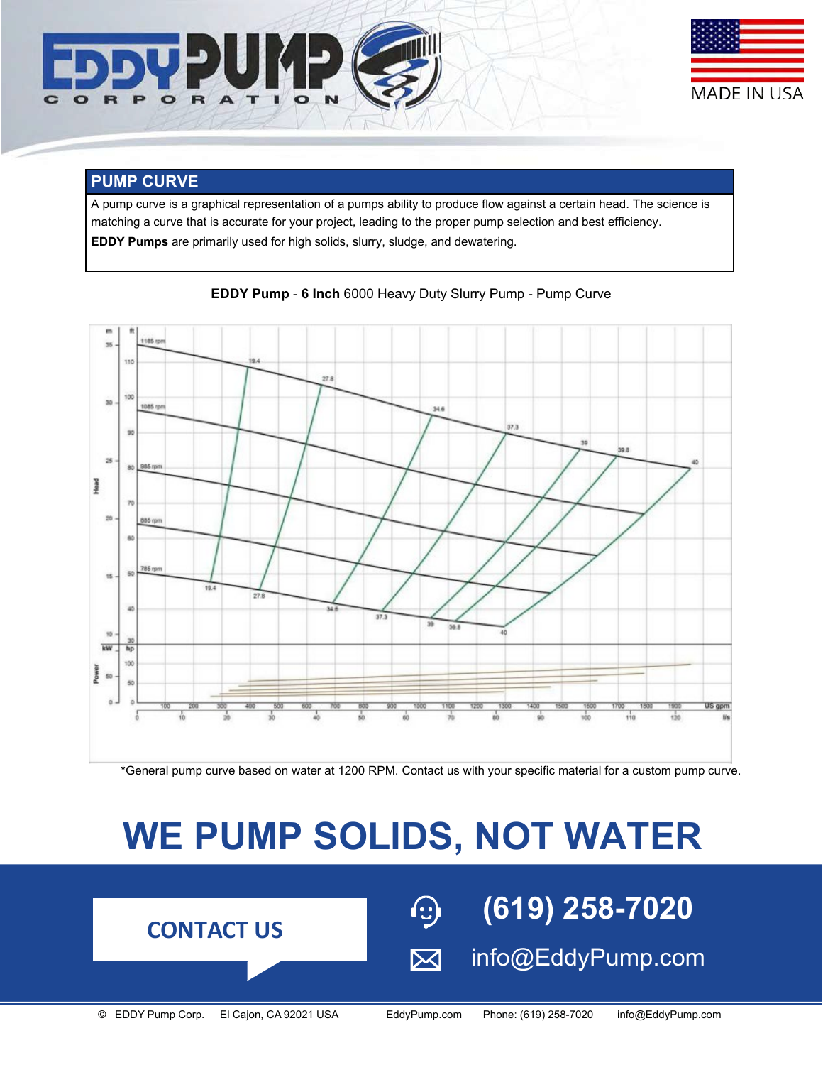EDDY PUMP CORPORATION

MADE IN USA

## PUMP CURVE

A pump curve is a graphical representation of a pumps ability to produce flow against a certain head. The science is matching a curve that is accurate for your project, leading to the proper pump selection and best efficiency.

**EDDY Pumps** are primarily used for high solids, slurry, sludge, and dewatering.

**EDDY Pump** - **6 Inch** 6000 Heavy Duty Slurry Pump - Pump Curve

m
ft
35
30
25
20
15
10
110
100
90
80
70
60
50
40
30
Head
1185 rpm
1085 rpm
985 rpm
885 rpm
785 rpm
19.4
27.8
34.6
37.3
39
39.8
40
kW
hp
Power
100
50
0
50
0
100 200 300 400 500 600 700 800 900 1000 1100 1200 1300 1400 1500 1600 1700 1800 1900 US gpm
0 10 20 30 40 50 60 70 80 90 100 110 120 l/s

*General pump curve based on water at 1200 RPM. Contact us with your specific material for a custom pump curve.

# WE PUMP SOLIDS, NOT WATER

**CONTACT US**

**(619) 258-7020**

info@EddyPump.com

© EDDY Pump Corp. El Cajon, CA 92021 USA EddyPump.com Phone: (619) 258-7020 info@EddyPump.com